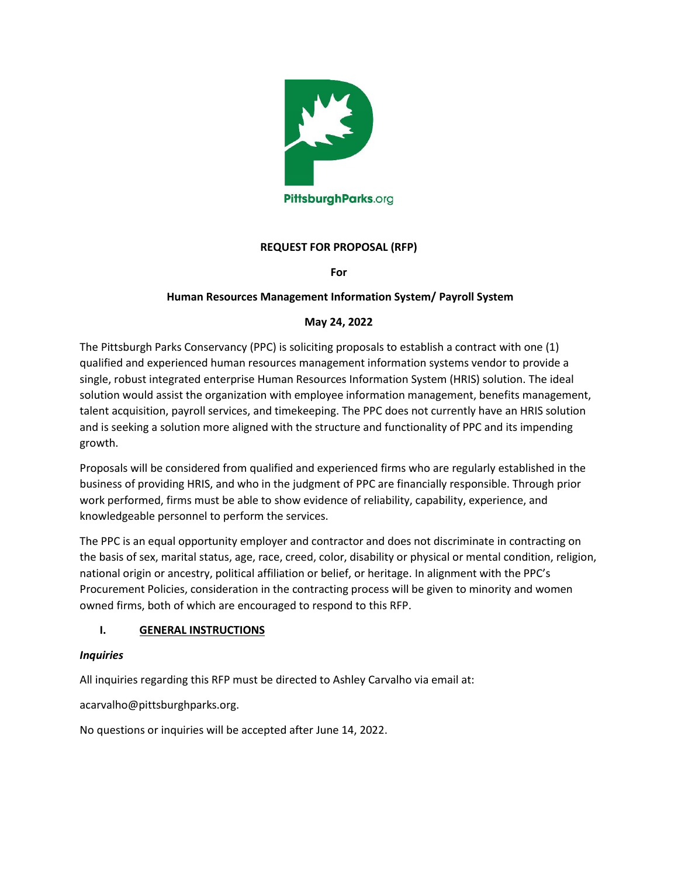PittsburghParks.org

**REQUEST FOR PROPOSAL (RFP)**

**For**

**Human Resources Management Information System/ Payroll System**

**May 24, 2022**

The Pittsburgh Parks Conservancy (PPC) is soliciting proposals to establish a contract with one (1) qualified and experienced human resources management information systems vendor to provide a single, robust integrated enterprise Human Resources Information System (HRIS) solution. The ideal solution would assist the organization with employee information management, benefits management, talent acquisition, payroll services, and timekeeping. The PPC does not currently have an HRIS solution and is seeking a solution more aligned with the structure and functionality of PPC and its impending growth.

Proposals will be considered from qualified and experienced firms who are regularly established in the business of providing HRIS, and who in the judgment of PPC are financially responsible. Through prior work performed, firms must be able to show evidence of reliability, capability, experience, and knowledgeable personnel to perform the services.

The PPC is an equal opportunity employer and contractor and does not discriminate in contracting on the basis of sex, marital status, age, race, creed, color, disability or physical or mental condition, religion, national origin or ancestry, political affiliation or belief, or heritage. In alignment with the PPC's Procurement Policies, consideration in the contracting process will be given to minority and women owned firms, both of which are encouraged to respond to this RFP.

## I. GENERAL INSTRUCTIONS

***Inquiries***

All inquiries regarding this RFP must be directed to Ashley Carvalho via email at:

acarvalho@pittsburghparks.org.

No questions or inquiries will be accepted after June 14, 2022.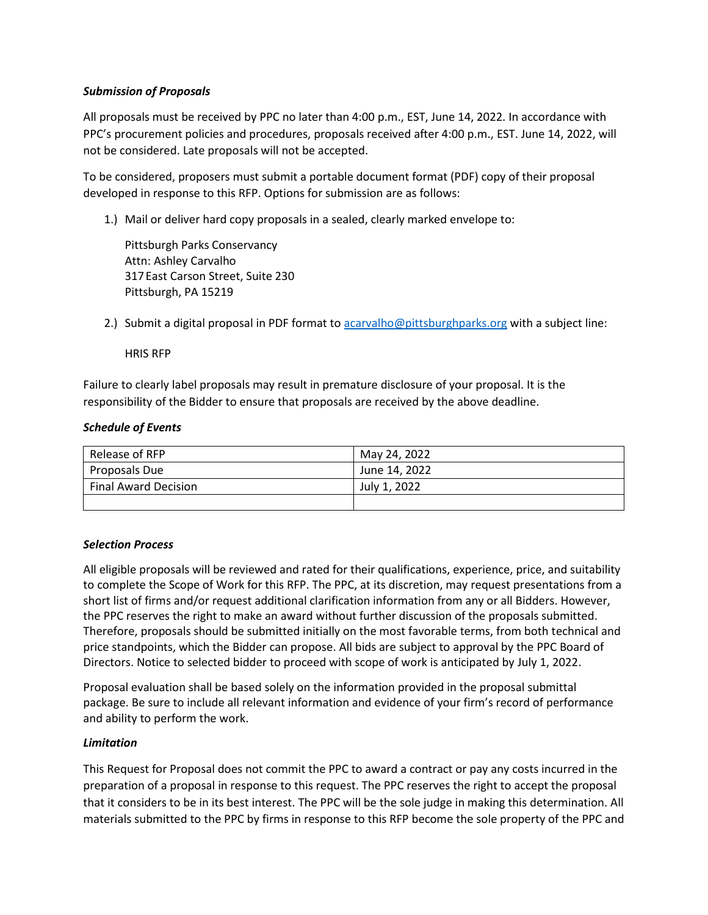***Submission of Proposals***

All proposals must be received by PPC no later than 4:00 p.m., EST, June 14, 2022. In accordance with PPC's procurement policies and procedures, proposals received after 4:00 p.m., EST. June 14, 2022, will not be considered. Late proposals will not be accepted.

To be considered, proposers must submit a portable document format (PDF) copy of their proposal developed in response to this RFP. Options for submission are as follows:

1.) Mail or deliver hard copy proposals in a sealed, clearly marked envelope to:

    Pittsburgh Parks Conservancy
    Attn: Ashley Carvalho
    317 East Carson Street, Suite 230
    Pittsburgh, PA 15219

2.) Submit a digital proposal in PDF format to acarvalho@pittsburghparks.org with a subject line:

    HRIS RFP

Failure to clearly label proposals may result in premature disclosure of your proposal. It is the responsibility of the Bidder to ensure that proposals are received by the above deadline.

***Schedule of Events***

| Release of RFP | May 24, 2022 |
|---|---|
| Proposals Due | June 14, 2022 |
| Final Award Decision | July 1, 2022 |
| | |

***Selection Process***

All eligible proposals will be reviewed and rated for their qualifications, experience, price, and suitability to complete the Scope of Work for this RFP. The PPC, at its discretion, may request presentations from a short list of firms and/or request additional clarification information from any or all Bidders. However, the PPC reserves the right to make an award without further discussion of the proposals submitted. Therefore, proposals should be submitted initially on the most favorable terms, from both technical and price standpoints, which the Bidder can propose. All bids are subject to approval by the PPC Board of Directors. Notice to selected bidder to proceed with scope of work is anticipated by July 1, 2022.

Proposal evaluation shall be based solely on the information provided in the proposal submittal package. Be sure to include all relevant information and evidence of your firm's record of performance and ability to perform the work.

***Limitation***

This Request for Proposal does not commit the PPC to award a contract or pay any costs incurred in the preparation of a proposal in response to this request. The PPC reserves the right to accept the proposal that it considers to be in its best interest. The PPC will be the sole judge in making this determination. All materials submitted to the PPC by firms in response to this RFP become the sole property of the PPC and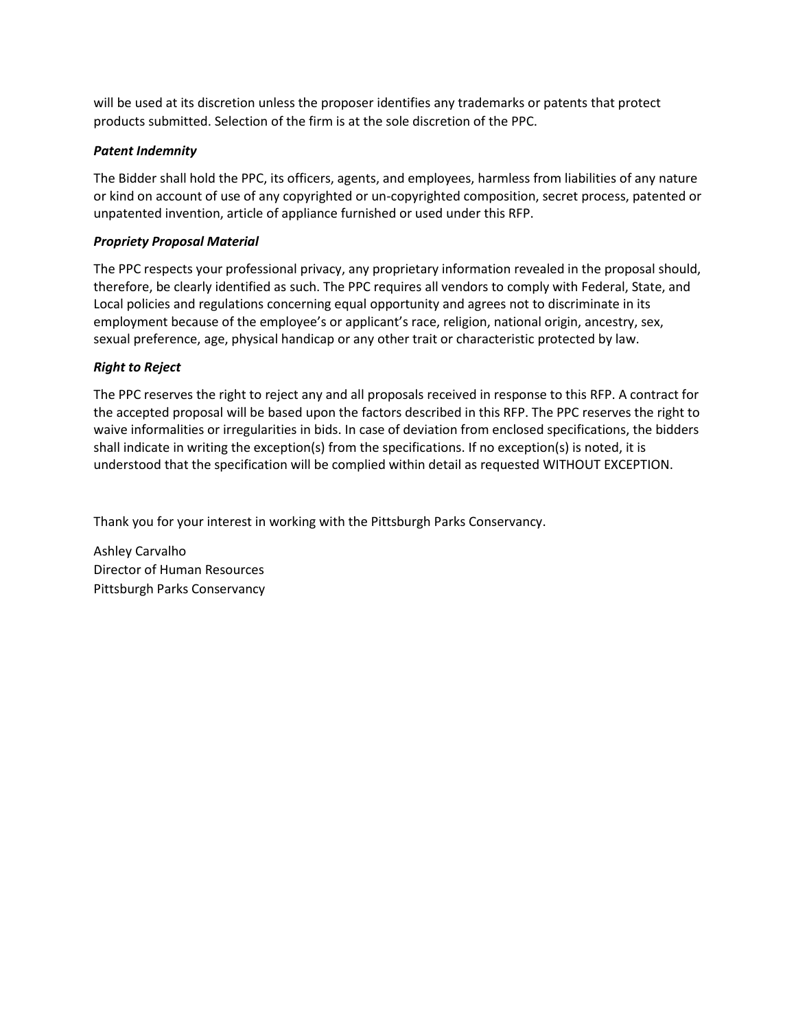will be used at its discretion unless the proposer identifies any trademarks or patents that protect products submitted. Selection of the firm is at the sole discretion of the PPC.

***Patent Indemnity***

The Bidder shall hold the PPC, its officers, agents, and employees, harmless from liabilities of any nature or kind on account of use of any copyrighted or un-copyrighted composition, secret process, patented or unpatented invention, article of appliance furnished or used under this RFP.

***Propriety Proposal Material***

The PPC respects your professional privacy, any proprietary information revealed in the proposal should, therefore, be clearly identified as such. The PPC requires all vendors to comply with Federal, State, and Local policies and regulations concerning equal opportunity and agrees not to discriminate in its employment because of the employee's or applicant's race, religion, national origin, ancestry, sex, sexual preference, age, physical handicap or any other trait or characteristic protected by law.

***Right to Reject***

The PPC reserves the right to reject any and all proposals received in response to this RFP. A contract for the accepted proposal will be based upon the factors described in this RFP. The PPC reserves the right to waive informalities or irregularities in bids. In case of deviation from enclosed specifications, the bidders shall indicate in writing the exception(s) from the specifications. If no exception(s) is noted, it is understood that the specification will be complied within detail as requested WITHOUT EXCEPTION.

Thank you for your interest in working with the Pittsburgh Parks Conservancy.

Ashley Carvalho
Director of Human Resources
Pittsburgh Parks Conservancy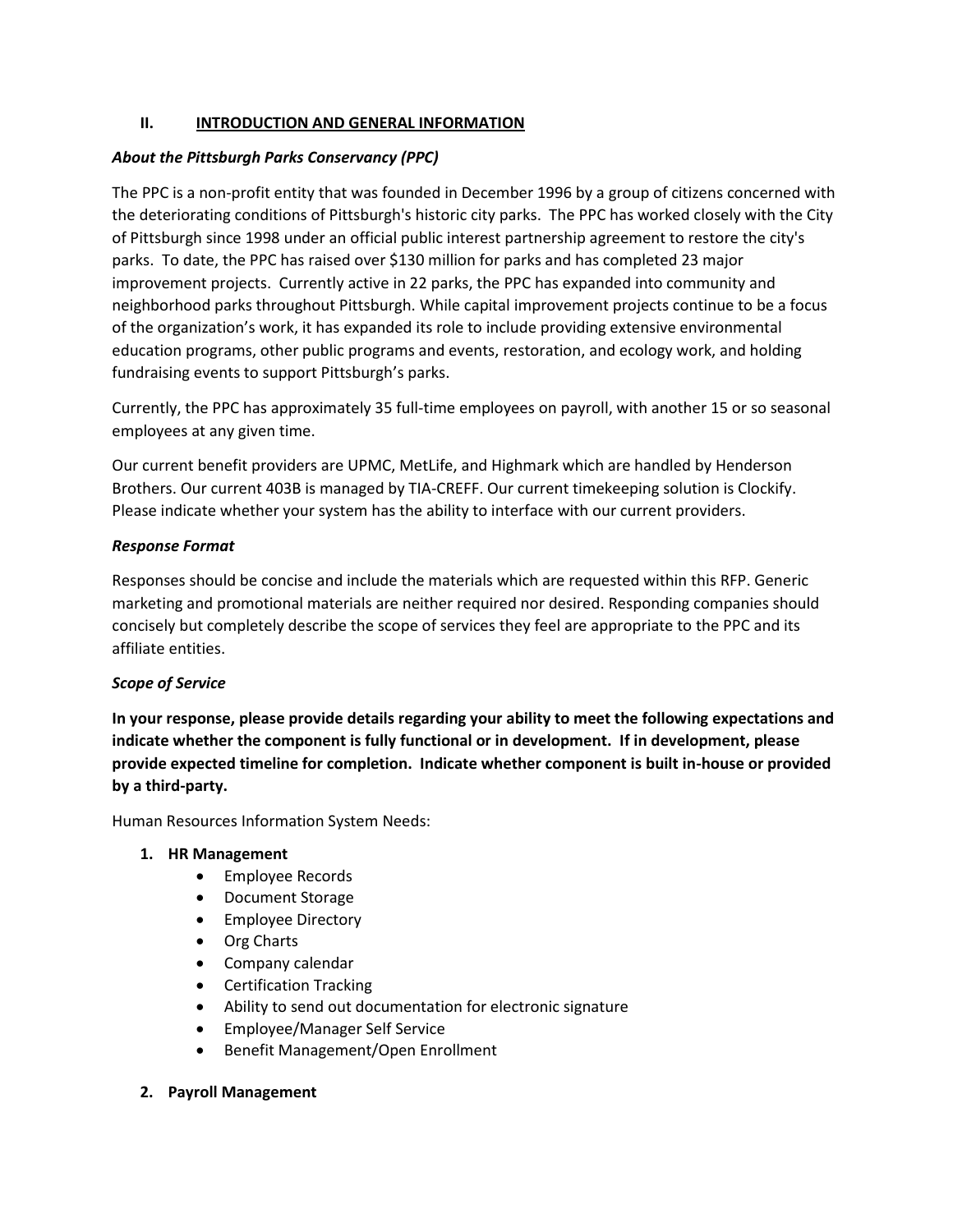## II. INTRODUCTION AND GENERAL INFORMATION

### *About the Pittsburgh Parks Conservancy (PPC)*

The PPC is a non-profit entity that was founded in December 1996 by a group of citizens concerned with the deteriorating conditions of Pittsburgh's historic city parks. The PPC has worked closely with the City of Pittsburgh since 1998 under an official public interest partnership agreement to restore the city's parks. To date, the PPC has raised over $130 million for parks and has completed 23 major improvement projects. Currently active in 22 parks, the PPC has expanded into community and neighborhood parks throughout Pittsburgh. While capital improvement projects continue to be a focus of the organization's work, it has expanded its role to include providing extensive environmental education programs, other public programs and events, restoration, and ecology work, and holding fundraising events to support Pittsburgh's parks.

Currently, the PPC has approximately 35 full-time employees on payroll, with another 15 or so seasonal employees at any given time.

Our current benefit providers are UPMC, MetLife, and Highmark which are handled by Henderson Brothers. Our current 403B is managed by TIA-CREFF. Our current timekeeping solution is Clockify. Please indicate whether your system has the ability to interface with our current providers.

### *Response Format*

Responses should be concise and include the materials which are requested within this RFP. Generic marketing and promotional materials are neither required nor desired. Responding companies should concisely but completely describe the scope of services they feel are appropriate to the PPC and its affiliate entities.

### *Scope of Service*

**In your response, please provide details regarding your ability to meet the following expectations and indicate whether the component is fully functional or in development. If in development, please provide expected timeline for completion. Indicate whether component is built in-house or provided by a third-party.**

Human Resources Information System Needs:

1. **HR Management**
   - Employee Records
   - Document Storage
   - Employee Directory
   - Org Charts
   - Company calendar
   - Certification Tracking
   - Ability to send out documentation for electronic signature
   - Employee/Manager Self Service
   - Benefit Management/Open Enrollment

2. **Payroll Management**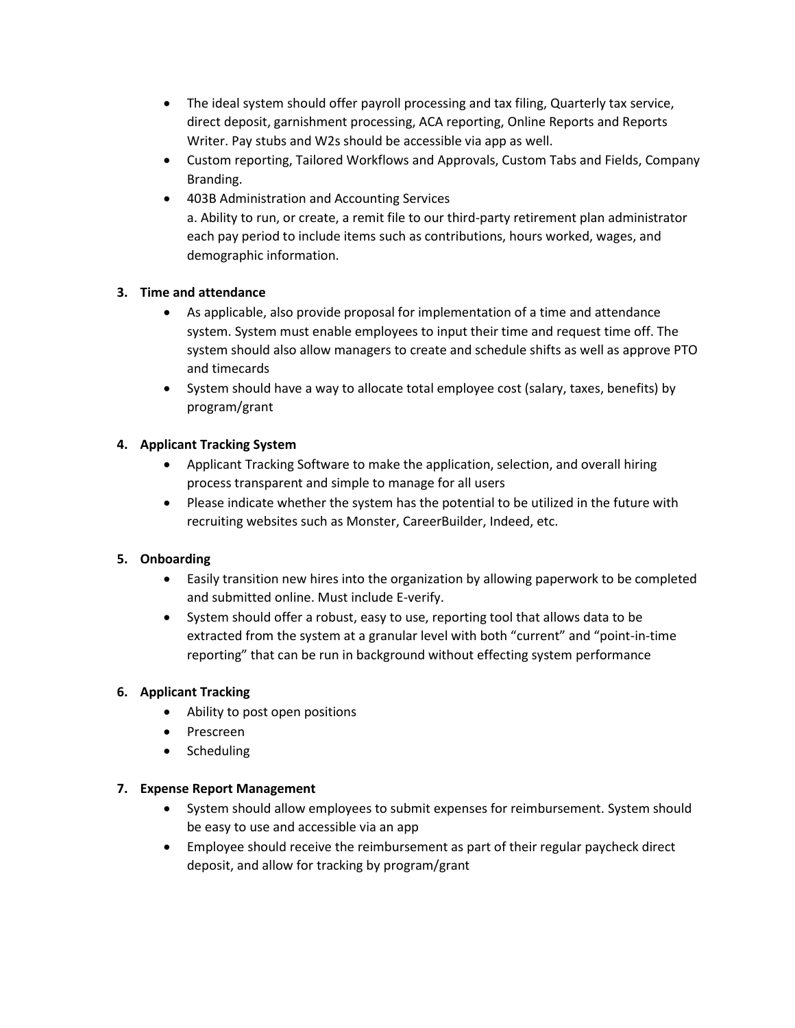- The ideal system should offer payroll processing and tax filing, Quarterly tax service, direct deposit, garnishment processing, ACA reporting, Online Reports and Reports Writer. Pay stubs and W2s should be accessible via app as well.
- Custom reporting, Tailored Workflows and Approvals, Custom Tabs and Fields, Company Branding.
- 403B Administration and Accounting Services
  a. Ability to run, or create, a remit file to our third-party retirement plan administrator each pay period to include items such as contributions, hours worked, wages, and demographic information.

**3. Time and attendance**

- As applicable, also provide proposal for implementation of a time and attendance system. System must enable employees to input their time and request time off. The system should also allow managers to create and schedule shifts as well as approve PTO and timecards
- System should have a way to allocate total employee cost (salary, taxes, benefits) by program/grant

**4. Applicant Tracking System**

- Applicant Tracking Software to make the application, selection, and overall hiring process transparent and simple to manage for all users
- Please indicate whether the system has the potential to be utilized in the future with recruiting websites such as Monster, CareerBuilder, Indeed, etc.

**5. Onboarding**

- Easily transition new hires into the organization by allowing paperwork to be completed and submitted online. Must include E-verify.
- System should offer a robust, easy to use, reporting tool that allows data to be extracted from the system at a granular level with both "current" and "point-in-time reporting" that can be run in background without effecting system performance

**6. Applicant Tracking**

- Ability to post open positions
- Prescreen
- Scheduling

**7. Expense Report Management**

- System should allow employees to submit expenses for reimbursement. System should be easy to use and accessible via an app
- Employee should receive the reimbursement as part of their regular paycheck direct deposit, and allow for tracking by program/grant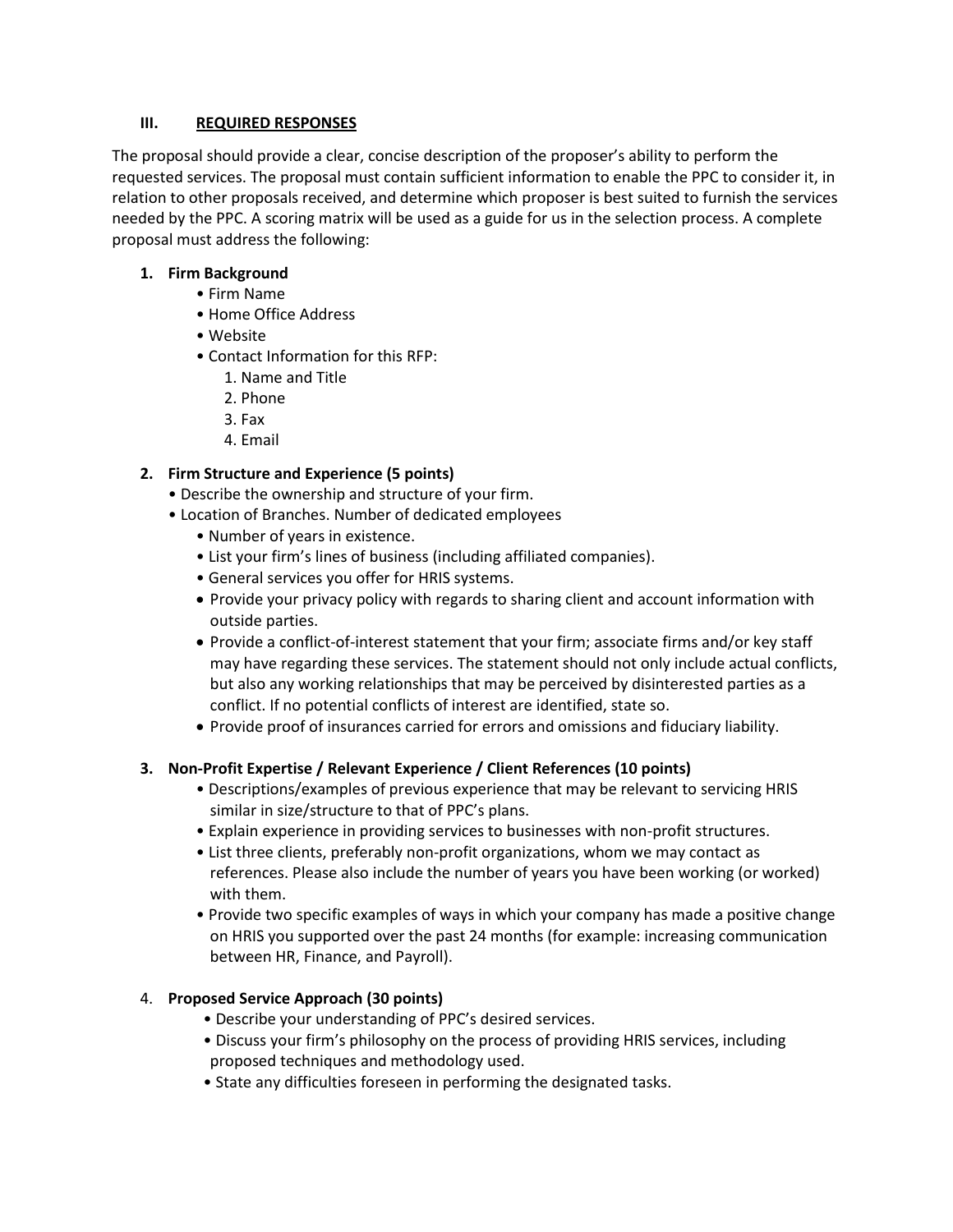## III. REQUIRED RESPONSES

The proposal should provide a clear, concise description of the proposer's ability to perform the requested services. The proposal must contain sufficient information to enable the PPC to consider it, in relation to other proposals received, and determine which proposer is best suited to furnish the services needed by the PPC. A scoring matrix will be used as a guide for us in the selection process. A complete proposal must address the following:

1. **Firm Background**
   - Firm Name
   - Home Office Address
   - Website
   - Contact Information for this RFP:
     1. Name and Title
     2. Phone
     3. Fax
     4. Email

2. **Firm Structure and Experience (5 points)**
   - Describe the ownership and structure of your firm.
   - Location of Branches. Number of dedicated employees
     - Number of years in existence.
     - List your firm's lines of business (including affiliated companies).
     - General services you offer for HRIS systems.
     - Provide your privacy policy with regards to sharing client and account information with outside parties.
     - Provide a conflict-of-interest statement that your firm; associate firms and/or key staff may have regarding these services. The statement should not only include actual conflicts, but also any working relationships that may be perceived by disinterested parties as a conflict. If no potential conflicts of interest are identified, state so.
     - Provide proof of insurances carried for errors and omissions and fiduciary liability.

3. **Non-Profit Expertise / Relevant Experience / Client References (10 points)**
   - Descriptions/examples of previous experience that may be relevant to servicing HRIS similar in size/structure to that of PPC's plans.
   - Explain experience in providing services to businesses with non-profit structures.
   - List three clients, preferably non-profit organizations, whom we may contact as references. Please also include the number of years you have been working (or worked) with them.
   - Provide two specific examples of ways in which your company has made a positive change on HRIS you supported over the past 24 months (for example: increasing communication between HR, Finance, and Payroll).

4. **Proposed Service Approach (30 points)**
   - Describe your understanding of PPC's desired services.
   - Discuss your firm's philosophy on the process of providing HRIS services, including proposed techniques and methodology used.
   - State any difficulties foreseen in performing the designated tasks.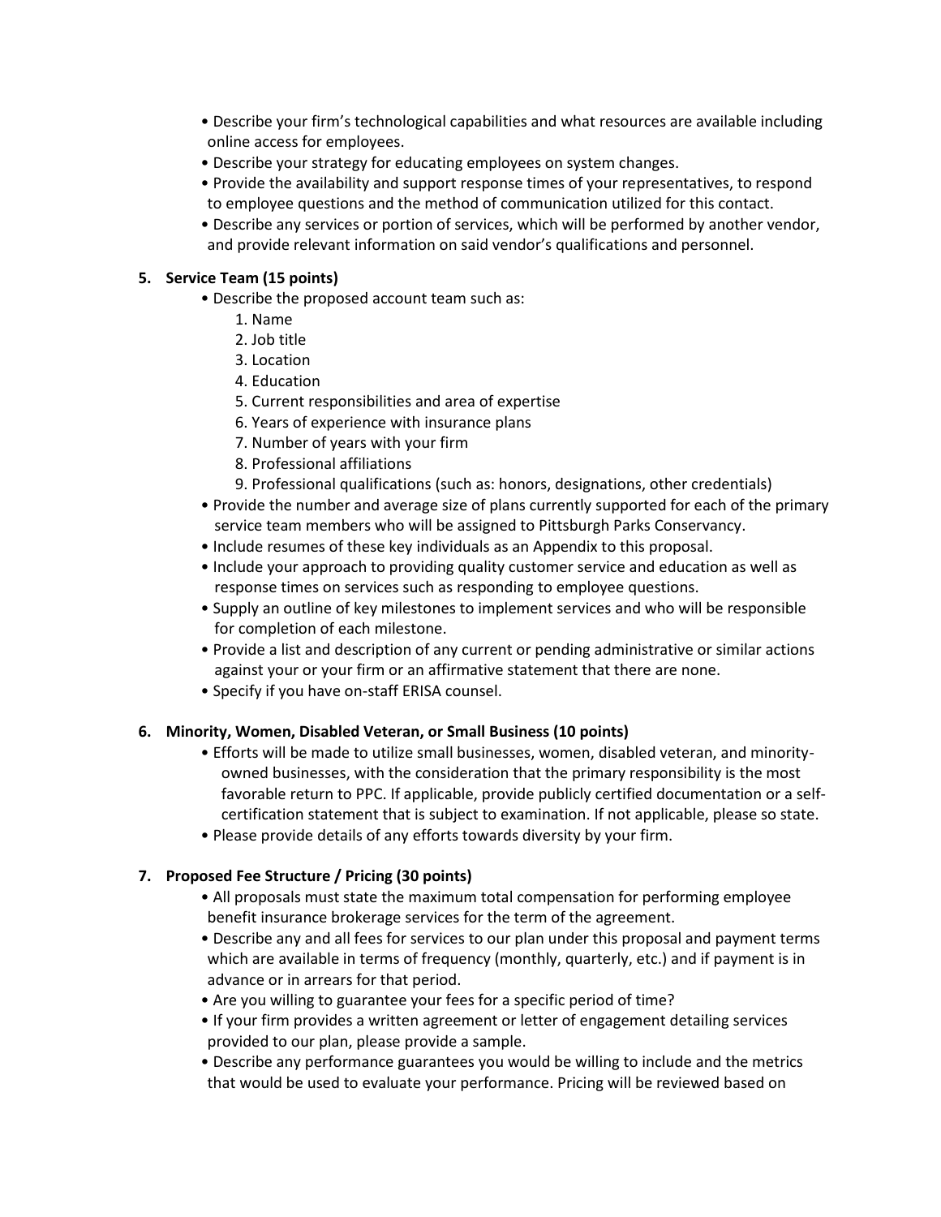- Describe your firm's technological capabilities and what resources are available including online access for employees.
- Describe your strategy for educating employees on system changes.
- Provide the availability and support response times of your representatives, to respond to employee questions and the method of communication utilized for this contact.
- Describe any services or portion of services, which will be performed by another vendor, and provide relevant information on said vendor's qualifications and personnel.

**5. Service Team (15 points)**

- Describe the proposed account team such as:
  1. Name
  2. Job title
  3. Location
  4. Education
  5. Current responsibilities and area of expertise
  6. Years of experience with insurance plans
  7. Number of years with your firm
  8. Professional affiliations
  9. Professional qualifications (such as: honors, designations, other credentials)
- Provide the number and average size of plans currently supported for each of the primary service team members who will be assigned to Pittsburgh Parks Conservancy.
- Include resumes of these key individuals as an Appendix to this proposal.
- Include your approach to providing quality customer service and education as well as response times on services such as responding to employee questions.
- Supply an outline of key milestones to implement services and who will be responsible for completion of each milestone.
- Provide a list and description of any current or pending administrative or similar actions against your or your firm or an affirmative statement that there are none.
- Specify if you have on-staff ERISA counsel.

**6. Minority, Women, Disabled Veteran, or Small Business (10 points)**

- Efforts will be made to utilize small businesses, women, disabled veteran, and minority-owned businesses, with the consideration that the primary responsibility is the most favorable return to PPC. If applicable, provide publicly certified documentation or a self-certification statement that is subject to examination. If not applicable, please so state.
- Please provide details of any efforts towards diversity by your firm.

**7. Proposed Fee Structure / Pricing (30 points)**

- All proposals must state the maximum total compensation for performing employee benefit insurance brokerage services for the term of the agreement.
- Describe any and all fees for services to our plan under this proposal and payment terms which are available in terms of frequency (monthly, quarterly, etc.) and if payment is in advance or in arrears for that period.
- Are you willing to guarantee your fees for a specific period of time?
- If your firm provides a written agreement or letter of engagement detailing services provided to our plan, please provide a sample.
- Describe any performance guarantees you would be willing to include and the metrics that would be used to evaluate your performance. Pricing will be reviewed based on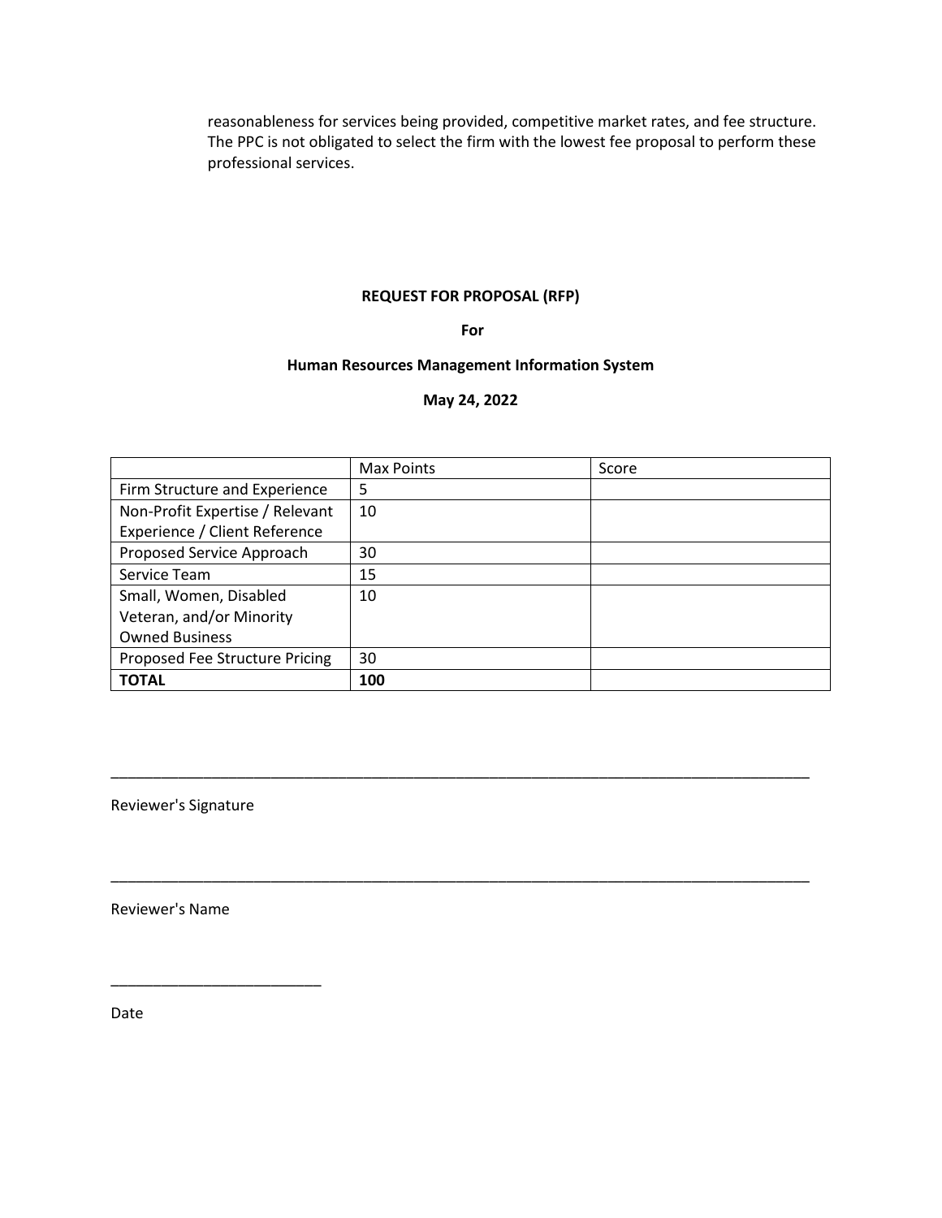reasonableness for services being provided, competitive market rates, and fee structure. The PPC is not obligated to select the firm with the lowest fee proposal to perform these professional services.

**REQUEST FOR PROPOSAL (RFP)**

**For**

**Human Resources Management Information System**

**May 24, 2022**

| | Max Points | Score |
|---|---|---|
| Firm Structure and Experience | 5 | |
| Non-Profit Expertise / Relevant Experience / Client Reference | 10 | |
| Proposed Service Approach | 30 | |
| Service Team | 15 | |
| Small, Women, Disabled Veteran, and/or Minority Owned Business | 10 | |
| Proposed Fee Structure Pricing | 30 | |
| **TOTAL** | **100** | |

_____________________________________________________________________________________

Reviewer's Signature

_____________________________________________________________________________________

Reviewer's Name

_________________________

Date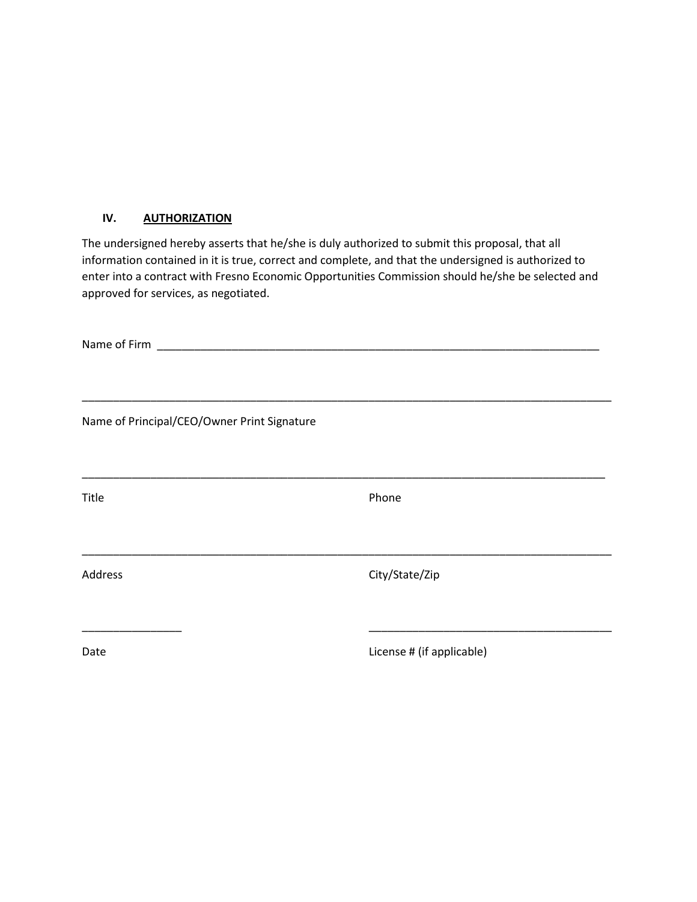## IV. AUTHORIZATION

The undersigned hereby asserts that he/she is duly authorized to submit this proposal, that all information contained in it is true, correct and complete, and that the undersigned is authorized to enter into a contract with Fresno Economic Opportunities Commission should he/she be selected and approved for services, as negotiated.

Name of Firm ___________________________________________________________________________

_____________________________________________________________________________________________

Name of Principal/CEO/Owner Print Signature

_____________________________________________________________________________________________

Title Phone

_____________________________________________________________________________________________

Address City/State/Zip

________________ ________________________________________

Date License # (if applicable)